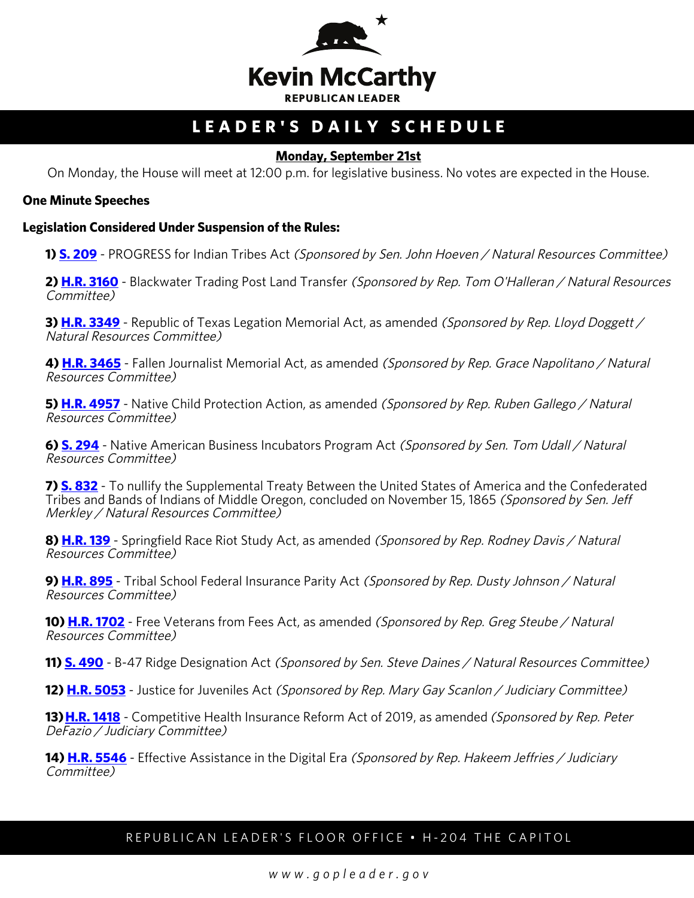# Kevin McCarthy

REPUBLICAN LEADER

## LEADER'S DAILY SCHEDULE

**Monday, September 21st**

On Monday, the House will meet at 12:00 p.m. for legislative business. No votes are expected in the House.

**One Minute Speeches**

**Legislation Considered Under Suspension of the Rules:**

**1) S. 209** - PROGRESS for Indian Tribes Act *(Sponsored by Sen. John Hoeven / Natural Resources Committee)*

**2) H.R. 3160** - Blackwater Trading Post Land Transfer *(Sponsored by Rep. Tom O'Halleran / Natural Resources Committee)*

**3) H.R. 3349** - Republic of Texas Legation Memorial Act, as amended *(Sponsored by Rep. Lloyd Doggett / Natural Resources Committee)*

**4) H.R. 3465** - Fallen Journalist Memorial Act, as amended *(Sponsored by Rep. Grace Napolitano / Natural Resources Committee)*

**5) H.R. 4957** - Native Child Protection Action, as amended *(Sponsored by Rep. Ruben Gallego / Natural Resources Committee)*

**6) S. 294** - Native American Business Incubators Program Act *(Sponsored by Sen. Tom Udall / Natural Resources Committee)*

**7) S. 832** - To nullify the Supplemental Treaty Between the United States of America and the Confederated Tribes and Bands of Indians of Middle Oregon, concluded on November 15, 1865 *(Sponsored by Sen. Jeff Merkley / Natural Resources Committee)*

**8) H.R. 139** - Springfield Race Riot Study Act, as amended *(Sponsored by Rep. Rodney Davis / Natural Resources Committee)*

**9) H.R. 895** - Tribal School Federal Insurance Parity Act *(Sponsored by Rep. Dusty Johnson / Natural Resources Committee)*

**10) H.R. 1702** - Free Veterans from Fees Act, as amended *(Sponsored by Rep. Greg Steube / Natural Resources Committee)*

**11) S. 490** - B-47 Ridge Designation Act *(Sponsored by Sen. Steve Daines / Natural Resources Committee)*

**12) H.R. 5053** - Justice for Juveniles Act *(Sponsored by Rep. Mary Gay Scanlon / Judiciary Committee)*

**13) H.R. 1418** - Competitive Health Insurance Reform Act of 2019, as amended *(Sponsored by Rep. Peter DeFazio / Judiciary Committee)*

**14) H.R. 5546** - Effective Assistance in the Digital Era *(Sponsored by Rep. Hakeem Jeffries / Judiciary Committee)*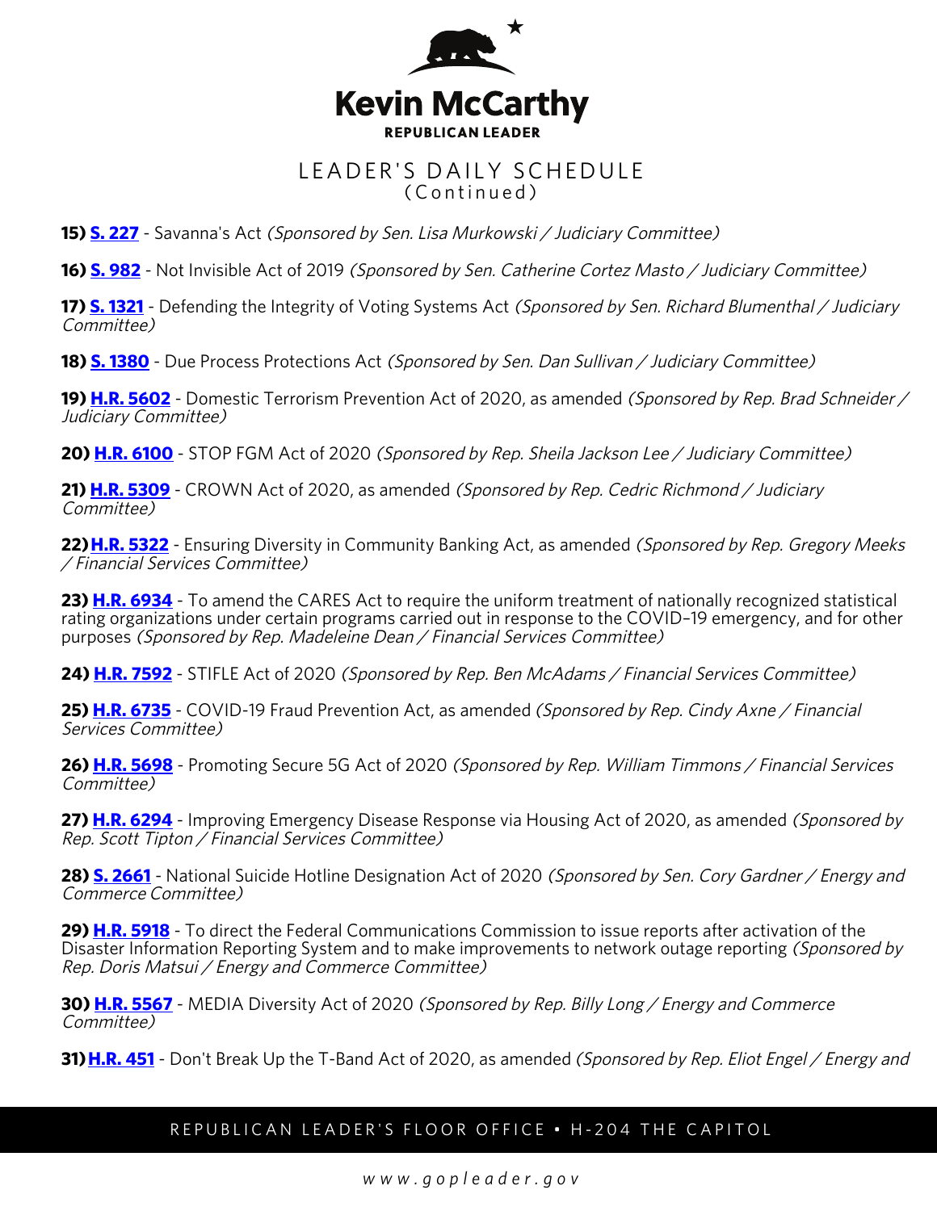# Kevin McCarthy

**REPUBLICAN LEADER**

## LEADER'S DAILY SCHEDULE
(Continued)

**15) S. 227** - Savanna's Act *(Sponsored by Sen. Lisa Murkowski / Judiciary Committee)*

**16) S. 982** - Not Invisible Act of 2019 *(Sponsored by Sen. Catherine Cortez Masto / Judiciary Committee)*

**17) S. 1321** - Defending the Integrity of Voting Systems Act *(Sponsored by Sen. Richard Blumenthal / Judiciary Committee)*

**18) S. 1380** - Due Process Protections Act *(Sponsored by Sen. Dan Sullivan / Judiciary Committee)*

**19) H.R. 5602** - Domestic Terrorism Prevention Act of 2020, as amended *(Sponsored by Rep. Brad Schneider / Judiciary Committee)*

**20) H.R. 6100** - STOP FGM Act of 2020 *(Sponsored by Rep. Sheila Jackson Lee / Judiciary Committee)*

**21) H.R. 5309** - CROWN Act of 2020, as amended *(Sponsored by Rep. Cedric Richmond / Judiciary Committee)*

**22) H.R. 5322** - Ensuring Diversity in Community Banking Act, as amended *(Sponsored by Rep. Gregory Meeks / Financial Services Committee)*

**23) H.R. 6934** - To amend the CARES Act to require the uniform treatment of nationally recognized statistical rating organizations under certain programs carried out in response to the COVID–19 emergency, and for other purposes *(Sponsored by Rep. Madeleine Dean / Financial Services Committee)*

**24) H.R. 7592** - STIFLE Act of 2020 *(Sponsored by Rep. Ben McAdams / Financial Services Committee)*

**25) H.R. 6735** - COVID-19 Fraud Prevention Act, as amended *(Sponsored by Rep. Cindy Axne / Financial Services Committee)*

**26) H.R. 5698** - Promoting Secure 5G Act of 2020 *(Sponsored by Rep. William Timmons / Financial Services Committee)*

**27) H.R. 6294** - Improving Emergency Disease Response via Housing Act of 2020, as amended *(Sponsored by Rep. Scott Tipton / Financial Services Committee)*

**28) S. 2661** - National Suicide Hotline Designation Act of 2020 *(Sponsored by Sen. Cory Gardner / Energy and Commerce Committee)*

**29) H.R. 5918** - To direct the Federal Communications Commission to issue reports after activation of the Disaster Information Reporting System and to make improvements to network outage reporting *(Sponsored by Rep. Doris Matsui / Energy and Commerce Committee)*

**30) H.R. 5567** - MEDIA Diversity Act of 2020 *(Sponsored by Rep. Billy Long / Energy and Commerce Committee)*

**31) H.R. 451** - Don't Break Up the T-Band Act of 2020, as amended *(Sponsored by Rep. Eliot Engel / Energy and*

REPUBLICAN LEADER'S FLOOR OFFICE • H-204 THE CAPITOL

www.gopleader.gov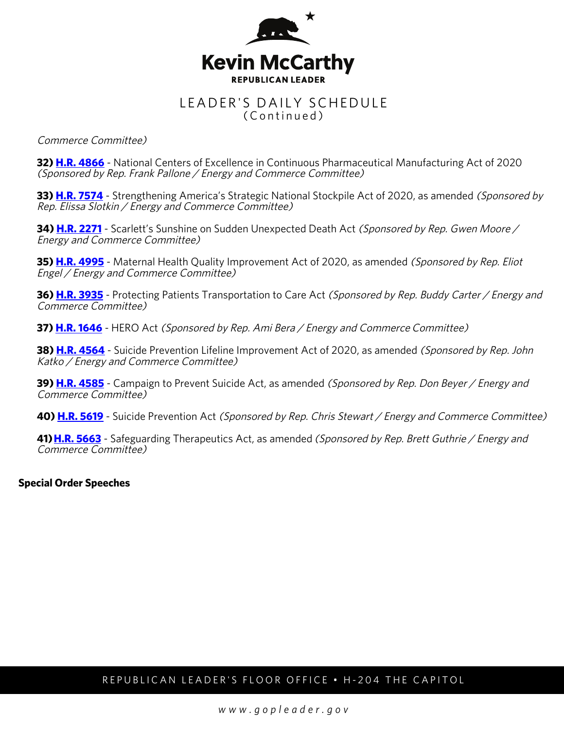*Commerce Committee)*

**32) H.R. 4866** - National Centers of Excellence in Continuous Pharmaceutical Manufacturing Act of 2020 *(Sponsored by Rep. Frank Pallone / Energy and Commerce Committee)*

**33) H.R. 7574** - Strengthening America's Strategic National Stockpile Act of 2020, as amended *(Sponsored by Rep. Elissa Slotkin / Energy and Commerce Committee)*

**34) H.R. 2271** - Scarlett's Sunshine on Sudden Unexpected Death Act *(Sponsored by Rep. Gwen Moore / Energy and Commerce Committee)*

**35) H.R. 4995** - Maternal Health Quality Improvement Act of 2020, as amended *(Sponsored by Rep. Eliot Engel / Energy and Commerce Committee)*

**36) H.R. 3935** - Protecting Patients Transportation to Care Act *(Sponsored by Rep. Buddy Carter / Energy and Commerce Committee)*

**37) H.R. 1646** - HERO Act *(Sponsored by Rep. Ami Bera / Energy and Commerce Committee)*

**38) H.R. 4564** - Suicide Prevention Lifeline Improvement Act of 2020, as amended *(Sponsored by Rep. John Katko / Energy and Commerce Committee)*

**39) H.R. 4585** - Campaign to Prevent Suicide Act, as amended *(Sponsored by Rep. Don Beyer / Energy and Commerce Committee)*

**40) H.R. 5619** - Suicide Prevention Act *(Sponsored by Rep. Chris Stewart / Energy and Commerce Committee)*

**41) H.R. 5663** - Safeguarding Therapeutics Act, as amended *(Sponsored by Rep. Brett Guthrie / Energy and Commerce Committee)*

**Special Order Speeches**